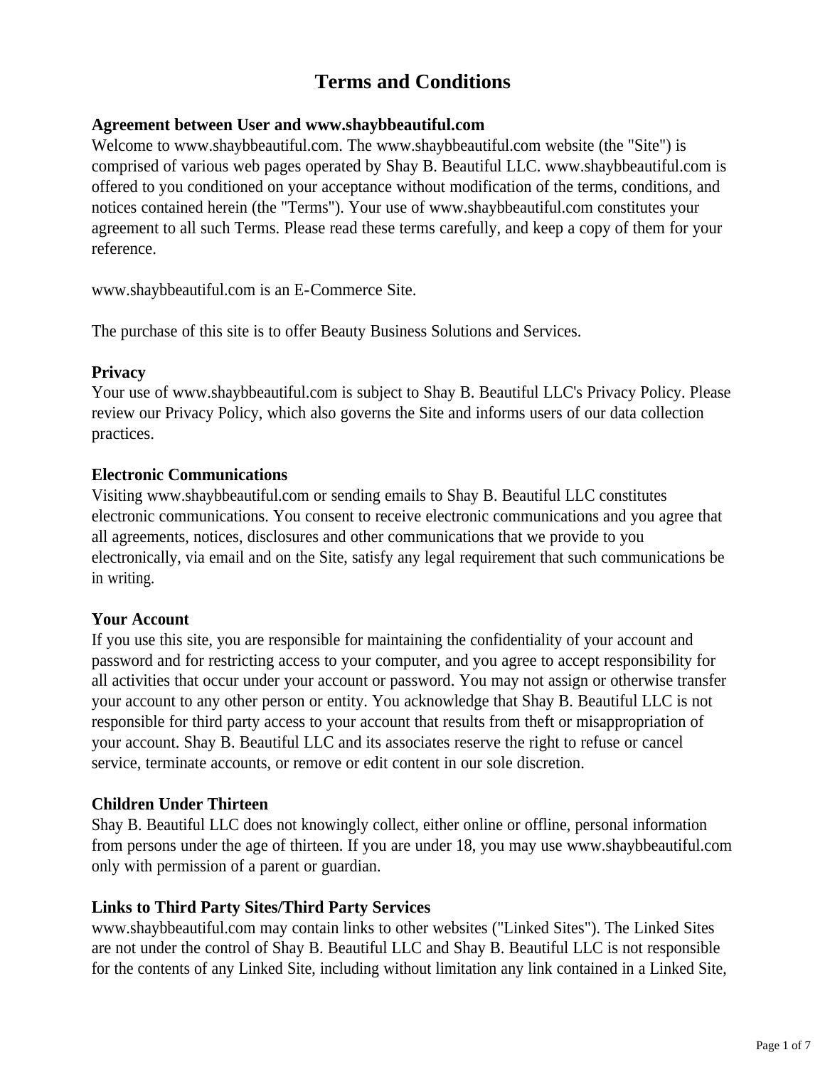# Terms and Conditions

## Agreement between User and www.shaybbeautiful.com

Welcome to www.shaybbeautiful.com. The www.shaybbeautiful.com website (the "Site") is comprised of various web pages operated by Shay B. Beautiful LLC. www.shaybbeautiful.com is offered to you conditioned on your acceptance without modification of the terms, conditions, and notices contained herein (the "Terms"). Your use of www.shaybbeautiful.com constitutes your agreement to all such Terms. Please read these terms carefully, and keep a copy of them for your reference.

www.shaybbeautiful.com is an E-Commerce Site.

The purchase of this site is to offer Beauty Business Solutions and Services.

## Privacy

Your use of www.shaybbeautiful.com is subject to Shay B. Beautiful LLC's Privacy Policy. Please review our Privacy Policy, which also governs the Site and informs users of our data collection practices.

## Electronic Communications

Visiting www.shaybbeautiful.com or sending emails to Shay B. Beautiful LLC constitutes electronic communications. You consent to receive electronic communications and you agree that all agreements, notices, disclosures and other communications that we provide to you electronically, via email and on the Site, satisfy any legal requirement that such communications be in writing.

## Your Account

If you use this site, you are responsible for maintaining the confidentiality of your account and password and for restricting access to your computer, and you agree to accept responsibility for all activities that occur under your account or password. You may not assign or otherwise transfer your account to any other person or entity. You acknowledge that Shay B. Beautiful LLC is not responsible for third party access to your account that results from theft or misappropriation of your account. Shay B. Beautiful LLC and its associates reserve the right to refuse or cancel service, terminate accounts, or remove or edit content in our sole discretion.

## Children Under Thirteen

Shay B. Beautiful LLC does not knowingly collect, either online or offline, personal information from persons under the age of thirteen. If you are under 18, you may use www.shaybbeautiful.com only with permission of a parent or guardian.

## Links to Third Party Sites/Third Party Services

www.shaybbeautiful.com may contain links to other websites ("Linked Sites"). The Linked Sites are not under the control of Shay B. Beautiful LLC and Shay B. Beautiful LLC is not responsible for the contents of any Linked Site, including without limitation any link contained in a Linked Site,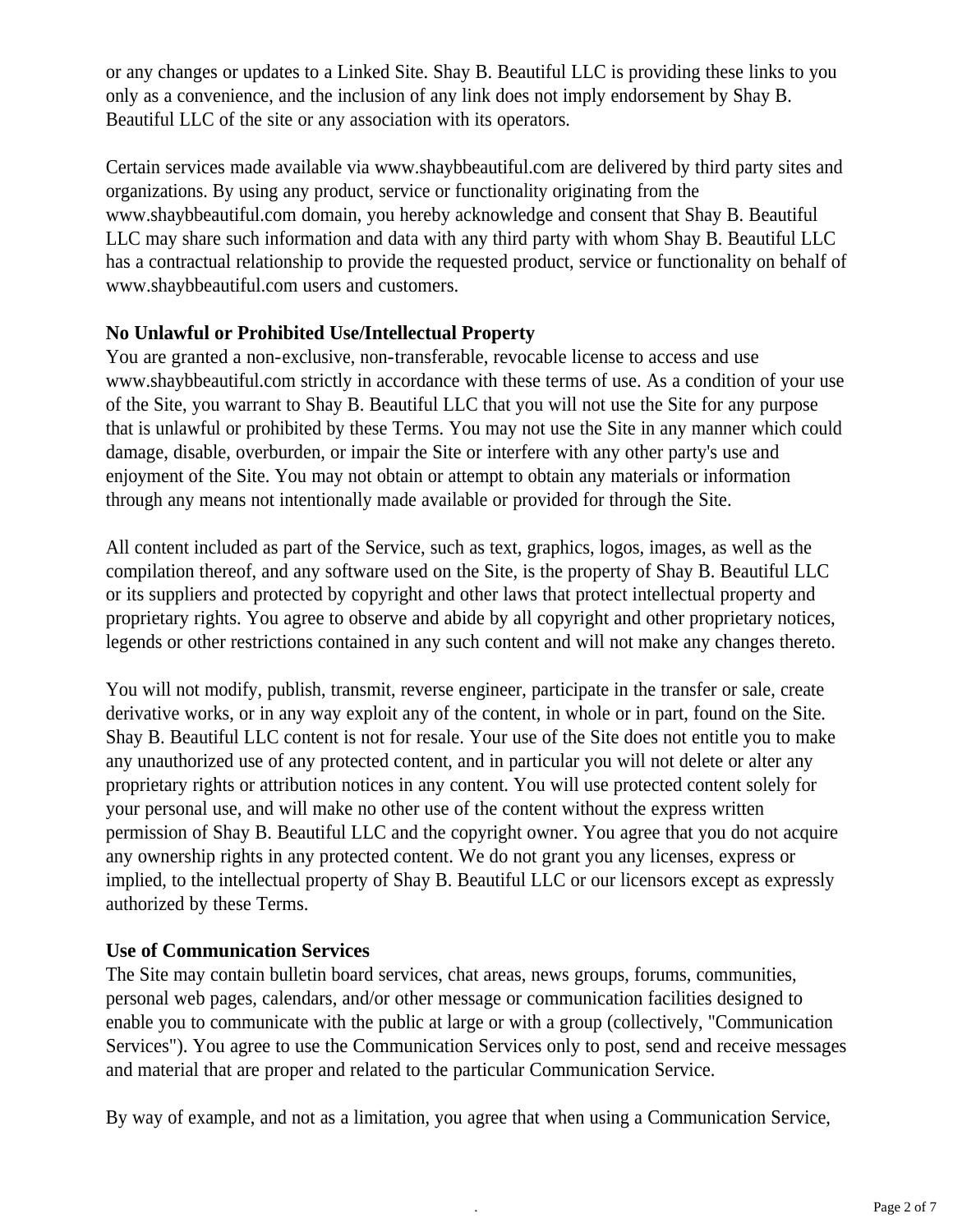or any changes or updates to a Linked Site. Shay B. Beautiful LLC is providing these links to you only as a convenience, and the inclusion of any link does not imply endorsement by Shay B. Beautiful LLC of the site or any association with its operators.

Certain services made available via www.shaybbeautiful.com are delivered by third party sites and organizations. By using any product, service or functionality originating from the www.shaybbeautiful.com domain, you hereby acknowledge and consent that Shay B. Beautiful LLC may share such information and data with any third party with whom Shay B. Beautiful LLC has a contractual relationship to provide the requested product, service or functionality on behalf of www.shaybbeautiful.com users and customers.

**No Unlawful or Prohibited Use/Intellectual Property**

You are granted a non-exclusive, non-transferable, revocable license to access and use www.shaybbeautiful.com strictly in accordance with these terms of use. As a condition of your use of the Site, you warrant to Shay B. Beautiful LLC that you will not use the Site for any purpose that is unlawful or prohibited by these Terms. You may not use the Site in any manner which could damage, disable, overburden, or impair the Site or interfere with any other party's use and enjoyment of the Site. You may not obtain or attempt to obtain any materials or information through any means not intentionally made available or provided for through the Site.

All content included as part of the Service, such as text, graphics, logos, images, as well as the compilation thereof, and any software used on the Site, is the property of Shay B. Beautiful LLC or its suppliers and protected by copyright and other laws that protect intellectual property and proprietary rights. You agree to observe and abide by all copyright and other proprietary notices, legends or other restrictions contained in any such content and will not make any changes thereto.

You will not modify, publish, transmit, reverse engineer, participate in the transfer or sale, create derivative works, or in any way exploit any of the content, in whole or in part, found on the Site. Shay B. Beautiful LLC content is not for resale. Your use of the Site does not entitle you to make any unauthorized use of any protected content, and in particular you will not delete or alter any proprietary rights or attribution notices in any content. You will use protected content solely for your personal use, and will make no other use of the content without the express written permission of Shay B. Beautiful LLC and the copyright owner. You agree that you do not acquire any ownership rights in any protected content. We do not grant you any licenses, express or implied, to the intellectual property of Shay B. Beautiful LLC or our licensors except as expressly authorized by these Terms.

**Use of Communication Services**

The Site may contain bulletin board services, chat areas, news groups, forums, communities, personal web pages, calendars, and/or other message or communication facilities designed to enable you to communicate with the public at large or with a group (collectively, "Communication Services"). You agree to use the Communication Services only to post, send and receive messages and material that are proper and related to the particular Communication Service.

By way of example, and not as a limitation, you agree that when using a Communication Service,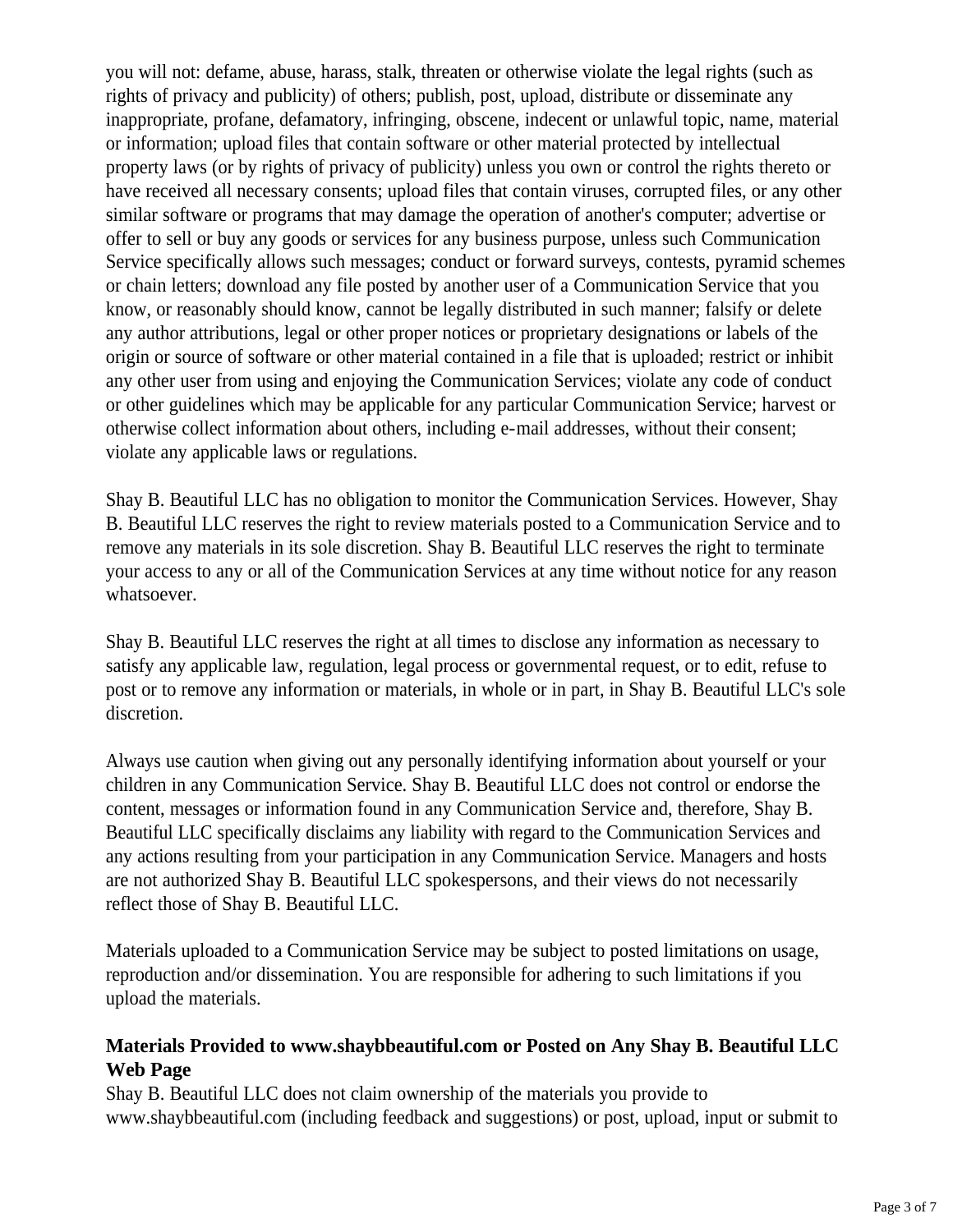you will not: defame, abuse, harass, stalk, threaten or otherwise violate the legal rights (such as rights of privacy and publicity) of others; publish, post, upload, distribute or disseminate any inappropriate, profane, defamatory, infringing, obscene, indecent or unlawful topic, name, material or information; upload files that contain software or other material protected by intellectual property laws (or by rights of privacy of publicity) unless you own or control the rights thereto or have received all necessary consents; upload files that contain viruses, corrupted files, or any other similar software or programs that may damage the operation of another's computer; advertise or offer to sell or buy any goods or services for any business purpose, unless such Communication Service specifically allows such messages; conduct or forward surveys, contests, pyramid schemes or chain letters; download any file posted by another user of a Communication Service that you know, or reasonably should know, cannot be legally distributed in such manner; falsify or delete any author attributions, legal or other proper notices or proprietary designations or labels of the origin or source of software or other material contained in a file that is uploaded; restrict or inhibit any other user from using and enjoying the Communication Services; violate any code of conduct or other guidelines which may be applicable for any particular Communication Service; harvest or otherwise collect information about others, including e-mail addresses, without their consent; violate any applicable laws or regulations.

Shay B. Beautiful LLC has no obligation to monitor the Communication Services. However, Shay B. Beautiful LLC reserves the right to review materials posted to a Communication Service and to remove any materials in its sole discretion. Shay B. Beautiful LLC reserves the right to terminate your access to any or all of the Communication Services at any time without notice for any reason whatsoever.

Shay B. Beautiful LLC reserves the right at all times to disclose any information as necessary to satisfy any applicable law, regulation, legal process or governmental request, or to edit, refuse to post or to remove any information or materials, in whole or in part, in Shay B. Beautiful LLC's sole discretion.

Always use caution when giving out any personally identifying information about yourself or your children in any Communication Service. Shay B. Beautiful LLC does not control or endorse the content, messages or information found in any Communication Service and, therefore, Shay B. Beautiful LLC specifically disclaims any liability with regard to the Communication Services and any actions resulting from your participation in any Communication Service. Managers and hosts are not authorized Shay B. Beautiful LLC spokespersons, and their views do not necessarily reflect those of Shay B. Beautiful LLC.

Materials uploaded to a Communication Service may be subject to posted limitations on usage, reproduction and/or dissemination. You are responsible for adhering to such limitations if you upload the materials.

### Materials Provided to www.shaybbeautiful.com or Posted on Any Shay B. Beautiful LLC Web Page

Shay B. Beautiful LLC does not claim ownership of the materials you provide to www.shaybbeautiful.com (including feedback and suggestions) or post, upload, input or submit to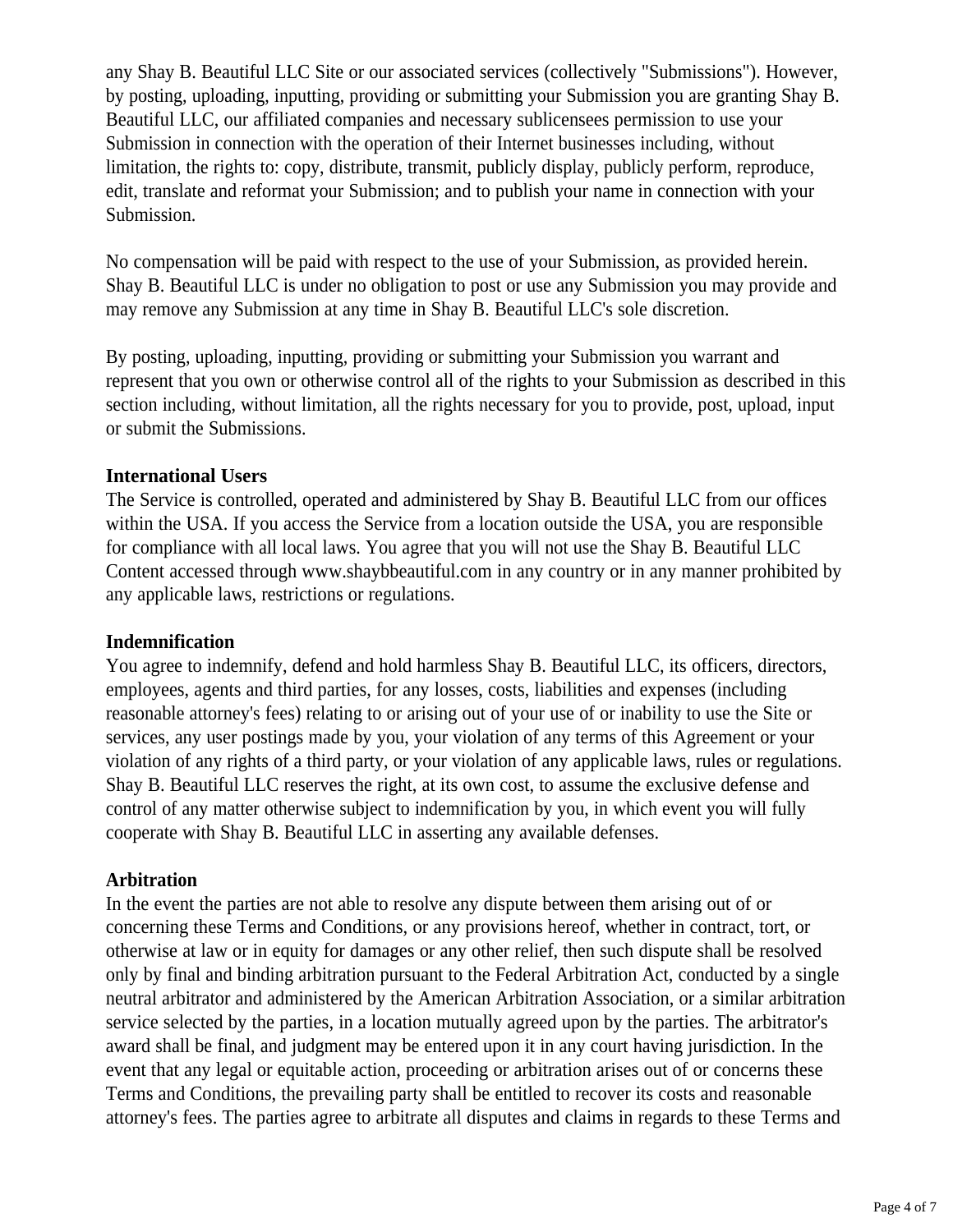any Shay B. Beautiful LLC Site or our associated services (collectively "Submissions"). However, by posting, uploading, inputting, providing or submitting your Submission you are granting Shay B. Beautiful LLC, our affiliated companies and necessary sublicensees permission to use your Submission in connection with the operation of their Internet businesses including, without limitation, the rights to: copy, distribute, transmit, publicly display, publicly perform, reproduce, edit, translate and reformat your Submission; and to publish your name in connection with your Submission.

No compensation will be paid with respect to the use of your Submission, as provided herein. Shay B. Beautiful LLC is under no obligation to post or use any Submission you may provide and may remove any Submission at any time in Shay B. Beautiful LLC's sole discretion.

By posting, uploading, inputting, providing or submitting your Submission you warrant and represent that you own or otherwise control all of the rights to your Submission as described in this section including, without limitation, all the rights necessary for you to provide, post, upload, input or submit the Submissions.

**International Users**
The Service is controlled, operated and administered by Shay B. Beautiful LLC from our offices within the USA. If you access the Service from a location outside the USA, you are responsible for compliance with all local laws. You agree that you will not use the Shay B. Beautiful LLC Content accessed through www.shaybbeautiful.com in any country or in any manner prohibited by any applicable laws, restrictions or regulations.

**Indemnification**
You agree to indemnify, defend and hold harmless Shay B. Beautiful LLC, its officers, directors, employees, agents and third parties, for any losses, costs, liabilities and expenses (including reasonable attorney's fees) relating to or arising out of your use of or inability to use the Site or services, any user postings made by you, your violation of any terms of this Agreement or your violation of any rights of a third party, or your violation of any applicable laws, rules or regulations. Shay B. Beautiful LLC reserves the right, at its own cost, to assume the exclusive defense and control of any matter otherwise subject to indemnification by you, in which event you will fully cooperate with Shay B. Beautiful LLC in asserting any available defenses.

**Arbitration**
In the event the parties are not able to resolve any dispute between them arising out of or concerning these Terms and Conditions, or any provisions hereof, whether in contract, tort, or otherwise at law or in equity for damages or any other relief, then such dispute shall be resolved only by final and binding arbitration pursuant to the Federal Arbitration Act, conducted by a single neutral arbitrator and administered by the American Arbitration Association, or a similar arbitration service selected by the parties, in a location mutually agreed upon by the parties. The arbitrator's award shall be final, and judgment may be entered upon it in any court having jurisdiction. In the event that any legal or equitable action, proceeding or arbitration arises out of or concerns these Terms and Conditions, the prevailing party shall be entitled to recover its costs and reasonable attorney's fees. The parties agree to arbitrate all disputes and claims in regards to these Terms and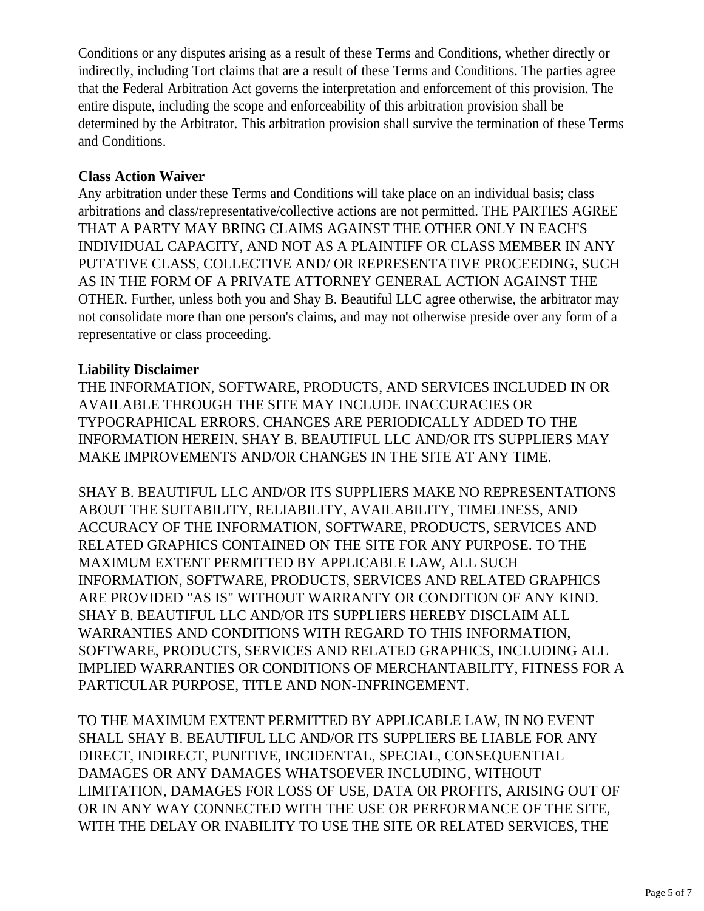Conditions or any disputes arising as a result of these Terms and Conditions, whether directly or indirectly, including Tort claims that are a result of these Terms and Conditions. The parties agree that the Federal Arbitration Act governs the interpretation and enforcement of this provision. The entire dispute, including the scope and enforceability of this arbitration provision shall be determined by the Arbitrator. This arbitration provision shall survive the termination of these Terms and Conditions.

**Class Action Waiver**

Any arbitration under these Terms and Conditions will take place on an individual basis; class arbitrations and class/representative/collective actions are not permitted. THE PARTIES AGREE THAT A PARTY MAY BRING CLAIMS AGAINST THE OTHER ONLY IN EACH'S INDIVIDUAL CAPACITY, AND NOT AS A PLAINTIFF OR CLASS MEMBER IN ANY PUTATIVE CLASS, COLLECTIVE AND/ OR REPRESENTATIVE PROCEEDING, SUCH AS IN THE FORM OF A PRIVATE ATTORNEY GENERAL ACTION AGAINST THE OTHER. Further, unless both you and Shay B. Beautiful LLC agree otherwise, the arbitrator may not consolidate more than one person's claims, and may not otherwise preside over any form of a representative or class proceeding.

**Liability Disclaimer**

THE INFORMATION, SOFTWARE, PRODUCTS, AND SERVICES INCLUDED IN OR AVAILABLE THROUGH THE SITE MAY INCLUDE INACCURACIES OR TYPOGRAPHICAL ERRORS. CHANGES ARE PERIODICALLY ADDED TO THE INFORMATION HEREIN. SHAY B. BEAUTIFUL LLC AND/OR ITS SUPPLIERS MAY MAKE IMPROVEMENTS AND/OR CHANGES IN THE SITE AT ANY TIME.

SHAY B. BEAUTIFUL LLC AND/OR ITS SUPPLIERS MAKE NO REPRESENTATIONS ABOUT THE SUITABILITY, RELIABILITY, AVAILABILITY, TIMELINESS, AND ACCURACY OF THE INFORMATION, SOFTWARE, PRODUCTS, SERVICES AND RELATED GRAPHICS CONTAINED ON THE SITE FOR ANY PURPOSE. TO THE MAXIMUM EXTENT PERMITTED BY APPLICABLE LAW, ALL SUCH INFORMATION, SOFTWARE, PRODUCTS, SERVICES AND RELATED GRAPHICS ARE PROVIDED "AS IS" WITHOUT WARRANTY OR CONDITION OF ANY KIND. SHAY B. BEAUTIFUL LLC AND/OR ITS SUPPLIERS HEREBY DISCLAIM ALL WARRANTIES AND CONDITIONS WITH REGARD TO THIS INFORMATION, SOFTWARE, PRODUCTS, SERVICES AND RELATED GRAPHICS, INCLUDING ALL IMPLIED WARRANTIES OR CONDITIONS OF MERCHANTABILITY, FITNESS FOR A PARTICULAR PURPOSE, TITLE AND NON-INFRINGEMENT.

TO THE MAXIMUM EXTENT PERMITTED BY APPLICABLE LAW, IN NO EVENT SHALL SHAY B. BEAUTIFUL LLC AND/OR ITS SUPPLIERS BE LIABLE FOR ANY DIRECT, INDIRECT, PUNITIVE, INCIDENTAL, SPECIAL, CONSEQUENTIAL DAMAGES OR ANY DAMAGES WHATSOEVER INCLUDING, WITHOUT LIMITATION, DAMAGES FOR LOSS OF USE, DATA OR PROFITS, ARISING OUT OF OR IN ANY WAY CONNECTED WITH THE USE OR PERFORMANCE OF THE SITE, WITH THE DELAY OR INABILITY TO USE THE SITE OR RELATED SERVICES, THE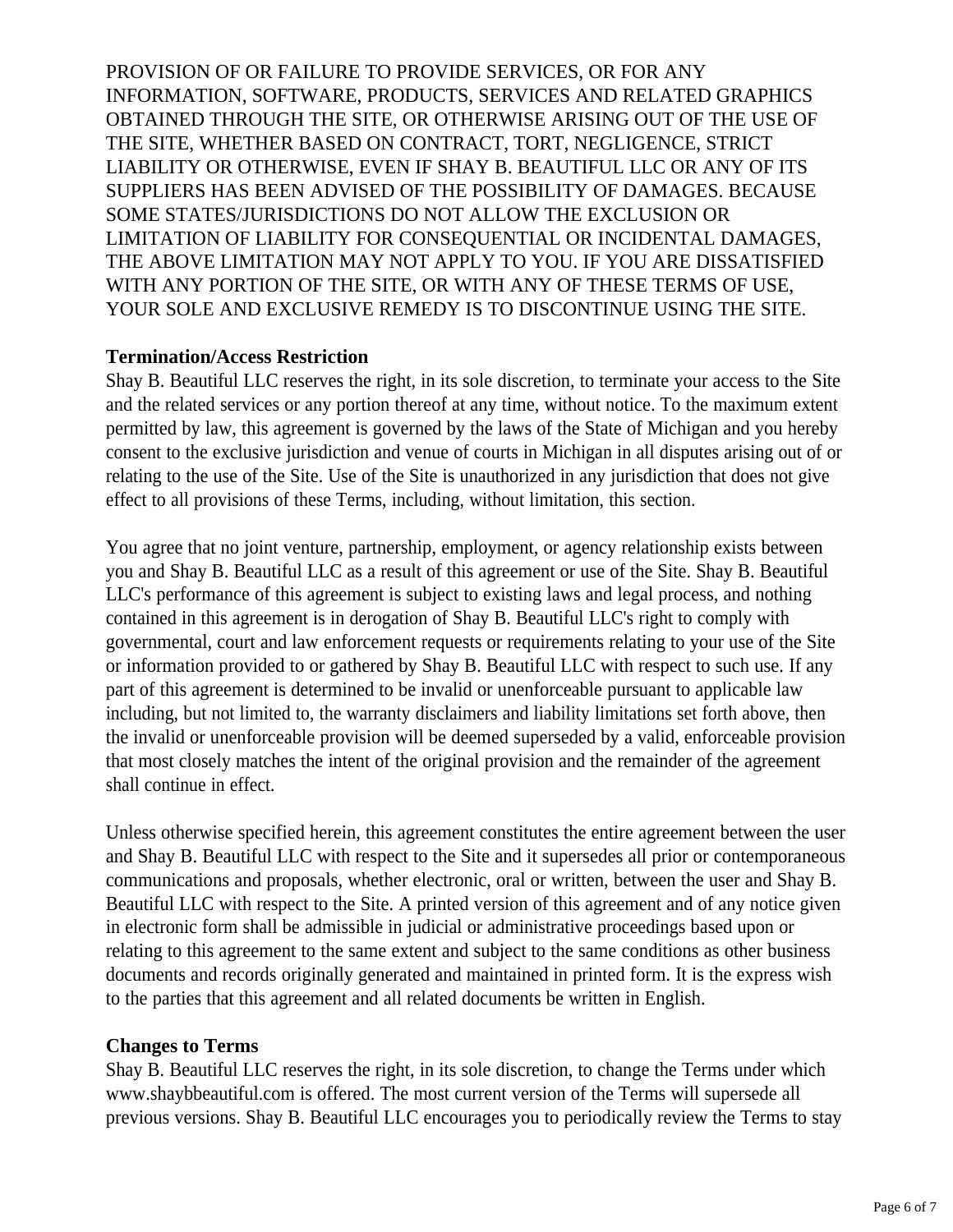PROVISION OF OR FAILURE TO PROVIDE SERVICES, OR FOR ANY INFORMATION, SOFTWARE, PRODUCTS, SERVICES AND RELATED GRAPHICS OBTAINED THROUGH THE SITE, OR OTHERWISE ARISING OUT OF THE USE OF THE SITE, WHETHER BASED ON CONTRACT, TORT, NEGLIGENCE, STRICT LIABILITY OR OTHERWISE, EVEN IF SHAY B. BEAUTIFUL LLC OR ANY OF ITS SUPPLIERS HAS BEEN ADVISED OF THE POSSIBILITY OF DAMAGES. BECAUSE SOME STATES/JURISDICTIONS DO NOT ALLOW THE EXCLUSION OR LIMITATION OF LIABILITY FOR CONSEQUENTIAL OR INCIDENTAL DAMAGES, THE ABOVE LIMITATION MAY NOT APPLY TO YOU. IF YOU ARE DISSATISFIED WITH ANY PORTION OF THE SITE, OR WITH ANY OF THESE TERMS OF USE, YOUR SOLE AND EXCLUSIVE REMEDY IS TO DISCONTINUE USING THE SITE.

**Termination/Access Restriction**

Shay B. Beautiful LLC reserves the right, in its sole discretion, to terminate your access to the Site and the related services or any portion thereof at any time, without notice. To the maximum extent permitted by law, this agreement is governed by the laws of the State of Michigan and you hereby consent to the exclusive jurisdiction and venue of courts in Michigan in all disputes arising out of or relating to the use of the Site. Use of the Site is unauthorized in any jurisdiction that does not give effect to all provisions of these Terms, including, without limitation, this section.

You agree that no joint venture, partnership, employment, or agency relationship exists between you and Shay B. Beautiful LLC as a result of this agreement or use of the Site. Shay B. Beautiful LLC's performance of this agreement is subject to existing laws and legal process, and nothing contained in this agreement is in derogation of Shay B. Beautiful LLC's right to comply with governmental, court and law enforcement requests or requirements relating to your use of the Site or information provided to or gathered by Shay B. Beautiful LLC with respect to such use. If any part of this agreement is determined to be invalid or unenforceable pursuant to applicable law including, but not limited to, the warranty disclaimers and liability limitations set forth above, then the invalid or unenforceable provision will be deemed superseded by a valid, enforceable provision that most closely matches the intent of the original provision and the remainder of the agreement shall continue in effect.

Unless otherwise specified herein, this agreement constitutes the entire agreement between the user and Shay B. Beautiful LLC with respect to the Site and it supersedes all prior or contemporaneous communications and proposals, whether electronic, oral or written, between the user and Shay B. Beautiful LLC with respect to the Site. A printed version of this agreement and of any notice given in electronic form shall be admissible in judicial or administrative proceedings based upon or relating to this agreement to the same extent and subject to the same conditions as other business documents and records originally generated and maintained in printed form. It is the express wish to the parties that this agreement and all related documents be written in English.

**Changes to Terms**

Shay B. Beautiful LLC reserves the right, in its sole discretion, to change the Terms under which www.shaybbeautiful.com is offered. The most current version of the Terms will supersede all previous versions. Shay B. Beautiful LLC encourages you to periodically review the Terms to stay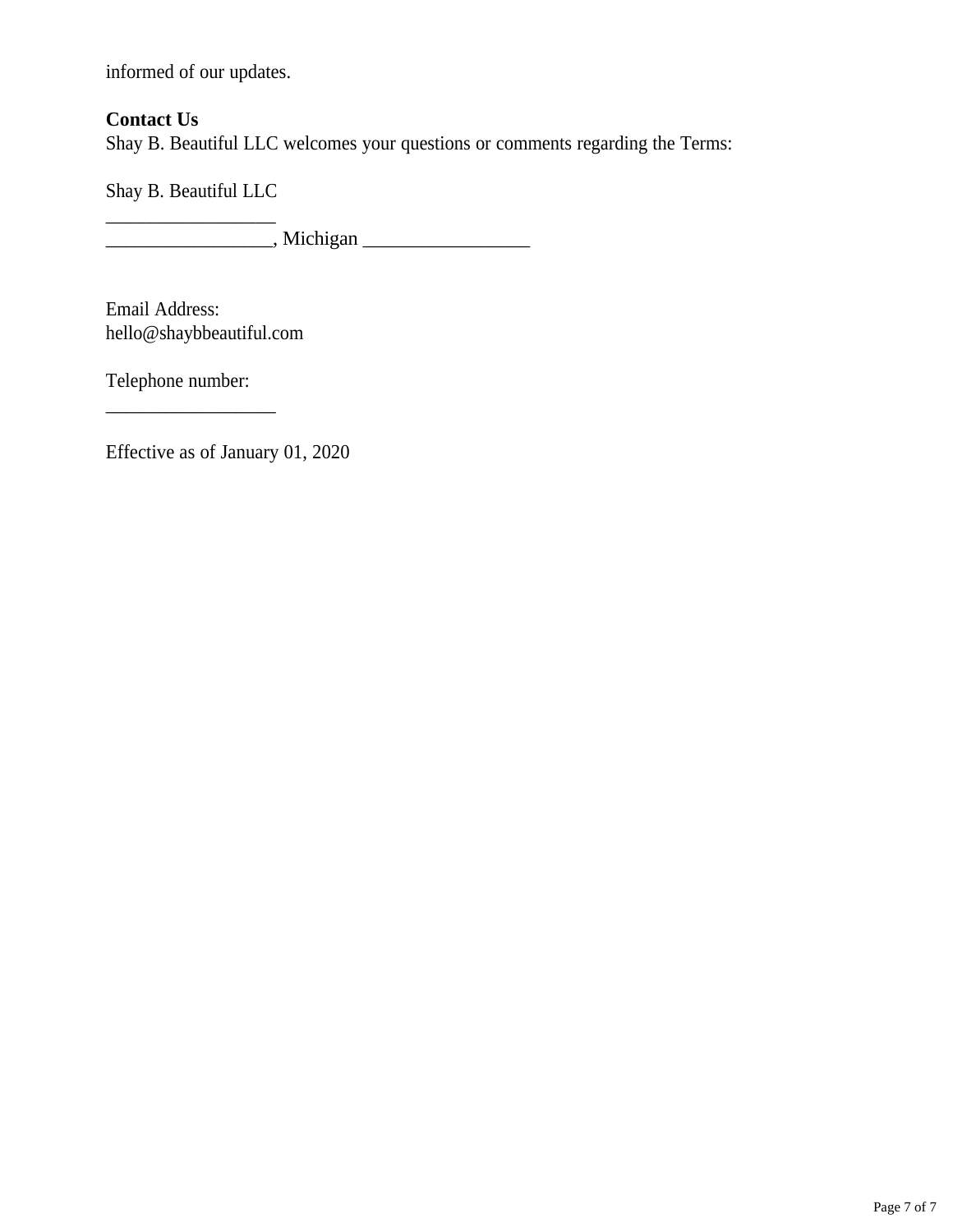informed of our updates.

**Contact Us**
Shay B. Beautiful LLC welcomes your questions or comments regarding the Terms:

Shay B. Beautiful LLC
_________________
_________________, Michigan _________________

Email Address:
hello@shaybbeautiful.com

Telephone number:
_________________

Effective as of January 01, 2020